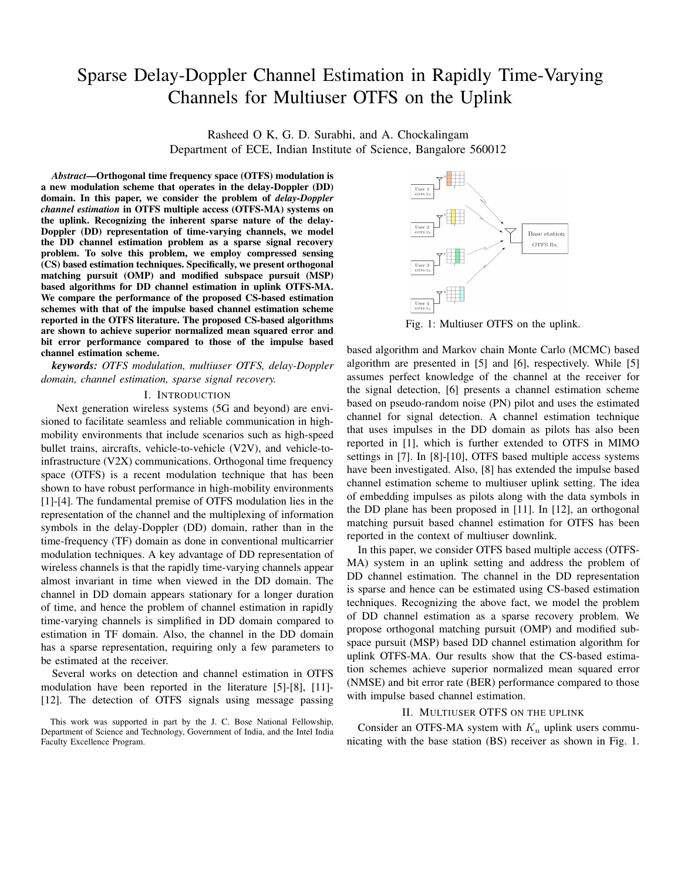# Sparse Delay-Doppler Channel Estimation in Rapidly Time-Varying Channels for Multiuser OTFS on the Uplink

Rasheed O K, G. D. Surabhi, and A. Chockalingam
Department of ECE, Indian Institute of Science, Bangalore 560012

***Abstract*—Orthogonal time frequency space (OTFS) modulation is a new modulation scheme that operates in the delay-Doppler (DD) domain. In this paper, we consider the problem of *delay-Doppler channel estimation* in OTFS multiple access (OTFS-MA) systems on the uplink. Recognizing the inherent sparse nature of the delay-Doppler (DD) representation of time-varying channels, we model the DD channel estimation problem as a sparse signal recovery problem. To solve this problem, we employ compressed sensing (CS) based estimation techniques. Specifically, we present orthogonal matching pursuit (OMP) and modified subspace pursuit (MSP) based algorithms for DD channel estimation in uplink OTFS-MA. We compare the performance of the proposed CS-based estimation schemes with that of the impulse based channel estimation scheme reported in the OTFS literature. The proposed CS-based algorithms are shown to achieve superior normalized mean squared error and bit error performance compared to those of the impulse based channel estimation scheme.**

***keywords:*** *OTFS modulation, multiuser OTFS, delay-Doppler domain, channel estimation, sparse signal recovery.*

## I. Introduction

Next generation wireless systems (5G and beyond) are envisioned to facilitate seamless and reliable communication in high-mobility environments that include scenarios such as high-speed bullet trains, aircrafts, vehicle-to-vehicle (V2V), and vehicle-to-infrastructure (V2X) communications. Orthogonal time frequency space (OTFS) is a recent modulation technique that has been shown to have robust performance in high-mobility environments [1]-[4]. The fundamental premise of OTFS modulation lies in the representation of the channel and the multiplexing of information symbols in the delay-Doppler (DD) domain, rather than in the time-frequency (TF) domain as done in conventional multicarrier modulation techniques. A key advantage of DD representation of wireless channels is that the rapidly time-varying channels appear almost invariant in time when viewed in the DD domain. The channel in DD domain appears stationary for a longer duration of time, and hence the problem of channel estimation in rapidly time-varying channels is simplified in DD domain compared to estimation in TF domain. Also, the channel in the DD domain has a sparse representation, requiring only a few parameters to be estimated at the receiver.

Several works on detection and channel estimation in OTFS modulation have been reported in the literature [5]-[8], [11]-[12]. The detection of OTFS signals using message passing based algorithm and Markov chain Monte Carlo (MCMC) based algorithm are presented in [5] and [6], respectively. While [5] assumes perfect knowledge of the channel at the receiver for the signal detection, [6] presents a channel estimation scheme based on pseudo-random noise (PN) pilot and uses the estimated channel for signal detection. A channel estimation technique that uses impulses in the DD domain as pilots has also been reported in [1], which is further extended to OTFS in MIMO settings in [7]. In [8]-[10], OTFS based multiple access systems have been investigated. Also, [8] has extended the impulse based channel estimation scheme to multiuser uplink setting. The idea of embedding impulses as pilots along with the data symbols in the DD plane has been proposed in [11]. In [12], an orthogonal matching pursuit based channel estimation for OTFS has been reported in the context of multiuser downlink.

Fig. 1: Multiuser OTFS on the uplink.

In this paper, we consider OTFS based multiple access (OTFS-MA) system in an uplink setting and address the problem of DD channel estimation. The channel in the DD representation is sparse and hence can be estimated using CS-based estimation techniques. Recognizing the above fact, we model the problem of DD channel estimation as a sparse recovery problem. We propose orthogonal matching pursuit (OMP) and modified subspace pursuit (MSP) based DD channel estimation algorithm for uplink OTFS-MA. Our results show that the CS-based estimation schemes achieve superior normalized mean squared error (NMSE) and bit error rate (BER) performance compared to those with impulse based channel estimation.

## II. Multiuser OTFS on the uplink

Consider an OTFS-MA system with $K_u$ uplink users communicating with the base station (BS) receiver as shown in Fig. 1.

This work was supported in part by the J. C. Bose National Fellowship, Department of Science and Technology, Government of India, and the Intel India Faculty Excellence Program.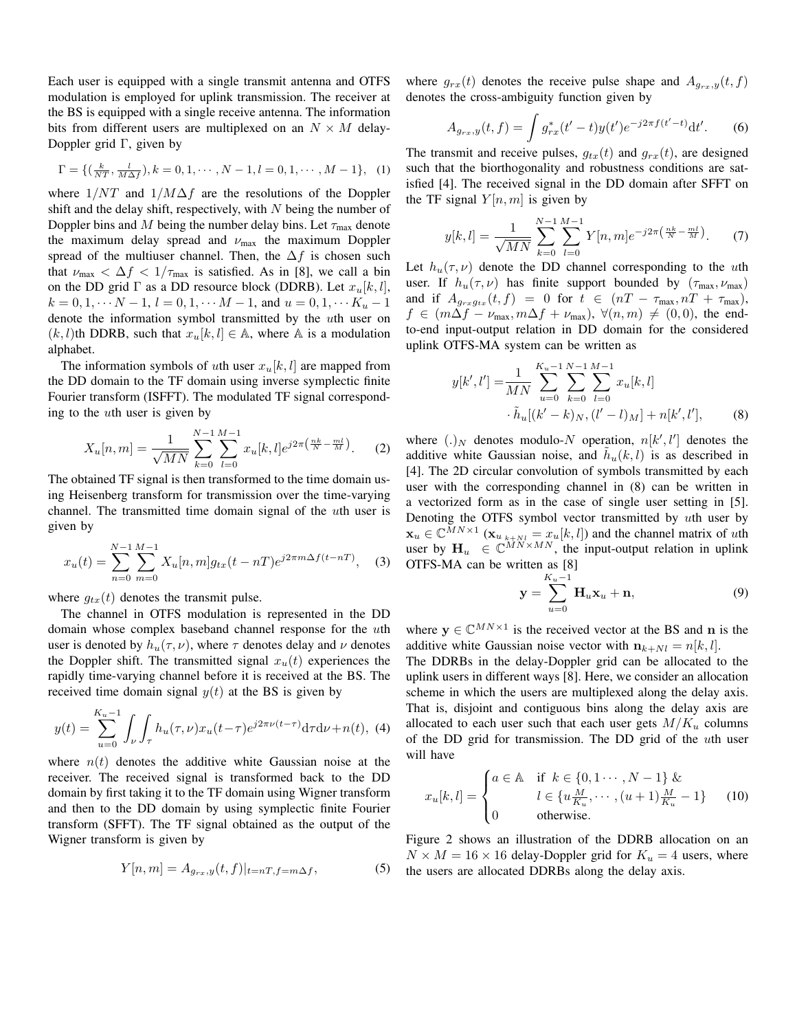Each user is equipped with a single transmit antenna and OTFS modulation is employed for uplink transmission. The receiver at the BS is equipped with a single receive antenna. The information bits from different users are multiplexed on an $N \times M$ delay-Doppler grid $\Gamma$, given by

$$\Gamma = \{(\tfrac{k}{NT}, \tfrac{l}{M\Delta f}), k = 0, 1, \cdots, N-1, l = 0, 1, \cdots, M-1\}, \quad (1)$$

where $1/NT$ and $1/M\Delta f$ are the resolutions of the Doppler shift and the delay shift, respectively, with $N$ being the number of Doppler bins and $M$ being the number delay bins. Let $\tau_{\text{max}}$ denote the maximum delay spread and $\nu_{\text{max}}$ the maximum Doppler spread of the multiuser channel. Then, the $\Delta f$ is chosen such that $\nu_{\text{max}} < \Delta f < 1/\tau_{\text{max}}$ is satisfied. As in [8], we call a bin on the DD grid $\Gamma$ as a DD resource block (DDRB). Let $x_u[k,l]$, $k = 0, 1, \cdots N-1$, $l = 0, 1, \cdots M-1$, and $u = 0, 1, \cdots K_u - 1$ denote the information symbol transmitted by the $u$th user on $(k,l)$th DDRB, such that $x_u[k,l] \in \mathbb{A}$, where $\mathbb{A}$ is a modulation alphabet.

The information symbols of $u$th user $x_u[k,l]$ are mapped from the DD domain to the TF domain using inverse symplectic finite Fourier transform (ISFFT). The modulated TF signal corresponding to the $u$th user is given by

$$X_u[n,m] = \frac{1}{\sqrt{MN}} \sum_{k=0}^{N-1} \sum_{l=0}^{M-1} x_u[k,l] e^{j2\pi(\frac{nk}{N} - \frac{ml}{M})}. \quad (2)$$

The obtained TF signal is then transformed to the time domain using Heisenberg transform for transmission over the time-varying channel. The transmitted time domain signal of the $u$th user is given by

$$x_u(t) = \sum_{n=0}^{N-1} \sum_{m=0}^{M-1} X_u[n,m] g_{tx}(t - nT) e^{j2\pi m \Delta f (t - nT)}, \quad (3)$$

where $g_{tx}(t)$ denotes the transmit pulse.

The channel in OTFS modulation is represented in the DD domain whose complex baseband channel response for the $u$th user is denoted by $h_u(\tau, \nu)$, where $\tau$ denotes delay and $\nu$ denotes the Doppler shift. The transmitted signal $x_u(t)$ experiences the rapidly time-varying channel before it is received at the BS. The received time domain signal $y(t)$ at the BS is given by

$$y(t) = \sum_{u=0}^{K_u-1} \int_\nu \int_\tau h_u(\tau, \nu) x_u(t-\tau) e^{j2\pi\nu(t-\tau)} \mathrm{d}\tau \mathrm{d}\nu + n(t), \quad (4)$$

where $n(t)$ denotes the additive white Gaussian noise at the receiver. The received signal is transformed back to the DD domain by first taking it to the TF domain using Wigner transform and then to the DD domain by using symplectic finite Fourier transform (SFFT). The TF signal obtained as the output of the Wigner transform is given by

$$Y[n,m] = A_{g_{rx},y}(t,f)|_{t=nT, f=m\Delta f}, \quad (5)$$

where $g_{rx}(t)$ denotes the receive pulse shape and $A_{g_{rx},y}(t,f)$ denotes the cross-ambiguity function given by

$$A_{g_{rx},y}(t,f) = \int g^*_{rx}(t'-t) y(t') e^{-j2\pi f(t'-t)} \mathrm{d}t'. \quad (6)$$

The transmit and receive pulses, $g_{tx}(t)$ and $g_{rx}(t)$, are designed such that the biorthogonality and robustness conditions are satisfied [4]. The received signal in the DD domain after SFFT on the TF signal $Y[n,m]$ is given by

$$y[k,l] = \frac{1}{\sqrt{MN}} \sum_{k=0}^{N-1} \sum_{l=0}^{M-1} Y[n,m] e^{-j2\pi(\frac{nk}{N} - \frac{ml}{M})}. \quad (7)$$

Let $h_u(\tau, \nu)$ denote the DD channel corresponding to the $u$th user. If $h_u(\tau, \nu)$ has finite support bounded by $(\tau_{\text{max}}, \nu_{\text{max}})$ and if $A_{g_{rx}g_{tx}}(t,f) = 0$ for $t \in (nT - \tau_{\text{max}}, nT + \tau_{\text{max}})$, $f \in (m\Delta f - \nu_{\text{max}}, m\Delta f + \nu_{\text{max}})$, $\forall (n,m) \neq (0,0)$, the end-to-end input-output relation in DD domain for the considered uplink OTFS-MA system can be written as

$$y[k',l'] = \frac{1}{MN} \sum_{u=0}^{K_u-1} \sum_{k=0}^{N-1} \sum_{l=0}^{M-1} x_u[k,l] \cdot \tilde{h}_u[(k'-k)_N, (l'-l)_M] + n[k',l'], \quad (8)$$

where $(.)_N$ denotes modulo-$N$ operation, $n[k',l']$ denotes the additive white Gaussian noise, and $\tilde{h}_u(k,l)$ is as described in [4]. The 2D circular convolution of symbols transmitted by each user with the corresponding channel in (8) can be written in a vectorized form as in the case of single user setting in [5]. Denoting the OTFS symbol vector transmitted by $u$th user by $\mathbf{x}_u \in \mathbb{C}^{MN \times 1}$ ($\mathbf{x}_{u_{\,k+Nl}} = x_u[k,l]$) and the channel matrix of $u$th user by $\mathbf{H}_u \in \mathbb{C}^{MN \times MN}$, the input-output relation in uplink OTFS-MA can be written as [8]

$$\mathbf{y} = \sum_{u=0}^{K_u-1} \mathbf{H}_u \mathbf{x}_u + \mathbf{n}, \quad (9)$$

where $\mathbf{y} \in \mathbb{C}^{MN \times 1}$ is the received vector at the BS and $\mathbf{n}$ is the additive white Gaussian noise vector with $\mathbf{n}_{k+Nl} = n[k,l]$.

The DDRBs in the delay-Doppler grid can be allocated to the uplink users in different ways [8]. Here, we consider an allocation scheme in which the users are multiplexed along the delay axis. That is, disjoint and contiguous bins along the delay axis are allocated to each user such that each user gets $M/K_u$ columns of the DD grid for transmission. The DD grid of the $u$th user will have

$$x_u[k,l] = \begin{cases} a \in \mathbb{A} & \text{if } k \in \{0, 1 \cdots, N-1\} \; \& \\ & \quad l \in \{u\frac{M}{K_u}, \cdots, (u+1)\frac{M}{K_u} - 1\} \\ 0 & \text{otherwise.} \end{cases} \quad (10)$$

Figure 2 shows an illustration of the DDRB allocation on an $N \times M = 16 \times 16$ delay-Doppler grid for $K_u = 4$ users, where the users are allocated DDRBs along the delay axis.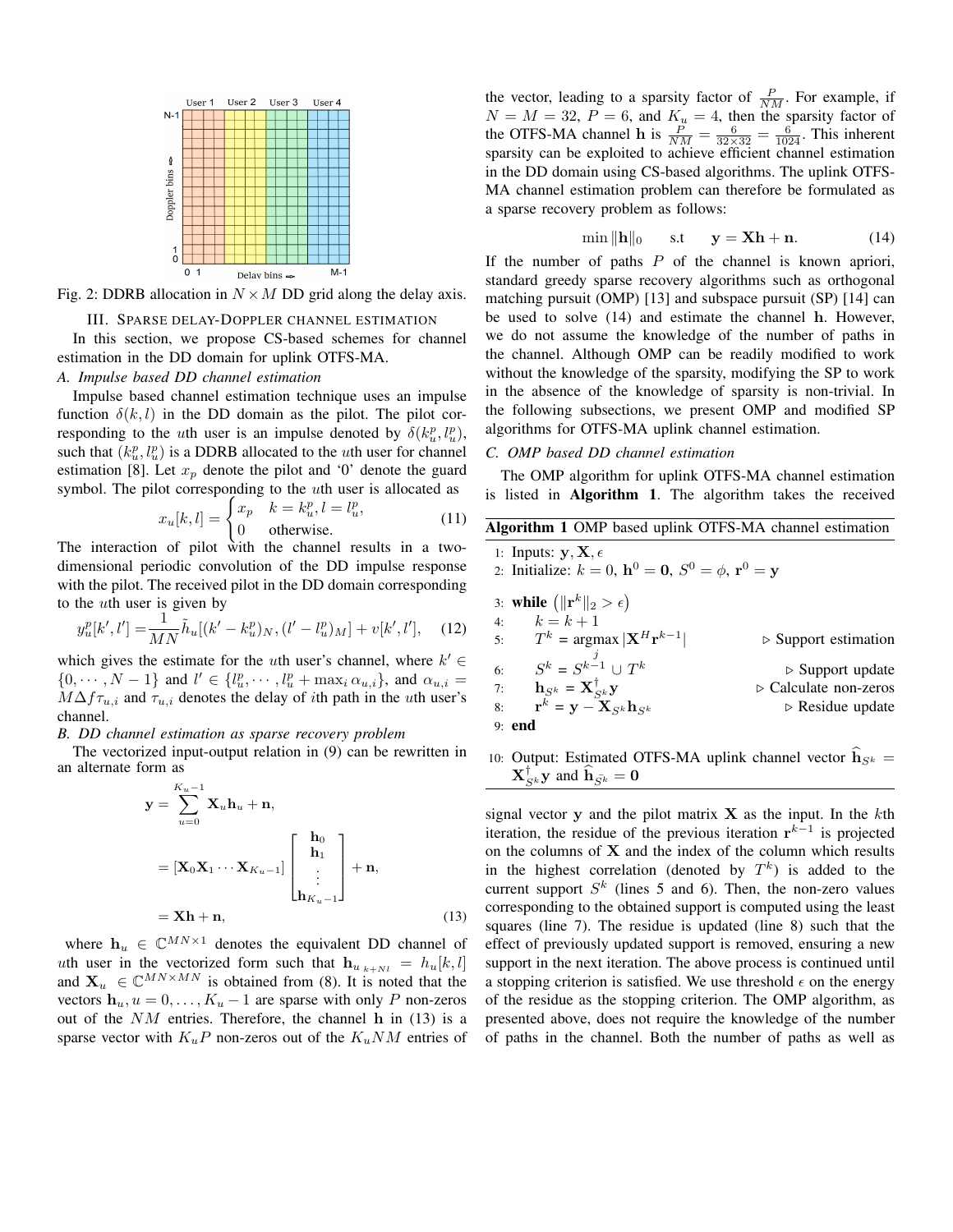Fig. 2: DDRB allocation in $N \times M$ DD grid along the delay axis.

## III. Sparse delay-Doppler channel estimation

In this section, we propose CS-based schemes for channel estimation in the DD domain for uplink OTFS-MA.

### A. Impulse based DD channel estimation

Impulse based channel estimation technique uses an impulse function $\delta(k,l)$ in the DD domain as the pilot. The pilot corresponding to the $u$th user is an impulse denoted by $\delta(k_u^p, l_u^p)$, such that $(k_u^p, l_u^p)$ is a DDRB allocated to the $u$th user for channel estimation [8]. Let $x_p$ denote the pilot and '0' denote the guard symbol. The pilot corresponding to the $u$th user is allocated as

$$x_u[k,l] = \begin{cases} x_p & k = k_u^p, l = l_u^p, \\ 0 & \text{otherwise}. \end{cases} \quad (11)$$

The interaction of pilot with the channel results in a two-dimensional periodic convolution of the DD impulse response with the pilot. The received pilot in the DD domain corresponding to the $u$th user is given by

$$y_u^p[k', l'] = \frac{1}{MN} \tilde{h}_u[(k' - k_u^p)_N, (l' - l_u^p)_M] + v[k', l'], \quad (12)$$

which gives the estimate for the $u$th user's channel, where $k' \in \{0, \cdots, N-1\}$ and $l' \in \{l_u^p, \cdots, l_u^p + \max_i \alpha_{u,i}\}$, and $\alpha_{u,i} = M\Delta f \tau_{u,i}$ and $\tau_{u,i}$ denotes the delay of $i$th path in the $u$th user's channel.

### B. DD channel estimation as sparse recovery problem

The vectorized input-output relation in (9) can be rewritten in an alternate form as

$$\begin{aligned} \mathbf{y} &= \sum_{u=0}^{K_u-1} \mathbf{X}_u \mathbf{h}_u + \mathbf{n}, \\ &= [\mathbf{X}_0 \mathbf{X}_1 \cdots \mathbf{X}_{K_u-1}] \begin{bmatrix} \mathbf{h}_0 \\ \mathbf{h}_1 \\ \vdots \\ \mathbf{h}_{K_u-1} \end{bmatrix} + \mathbf{n}, \\ &= \mathbf{X}\mathbf{h} + \mathbf{n}, \end{aligned} \quad (13)$$

where $\mathbf{h}_u \in \mathbb{C}^{MN \times 1}$ denotes the equivalent DD channel of $u$th user in the vectorized form such that $\mathbf{h}_{u_{k+Nl}} = h_u[k,l]$ and $\mathbf{X}_u \in \mathbb{C}^{MN \times MN}$ is obtained from (8). It is noted that the vectors $\mathbf{h}_u, u = 0, \ldots, K_u - 1$ are sparse with only $P$ non-zeros out of the $NM$ entries. Therefore, the channel $\mathbf{h}$ in (13) is a sparse vector with $K_u P$ non-zeros out of the $K_u NM$ entries of the vector, leading to a sparsity factor of $\frac{P}{NM}$. For example, if $N = M = 32$, $P = 6$, and $K_u = 4$, then the sparsity factor of the OTFS-MA channel $\mathbf{h}$ is $\frac{P}{NM} = \frac{6}{32 \times 32} = \frac{6}{1024}$. This inherent sparsity can be exploited to achieve efficient channel estimation in the DD domain using CS-based algorithms. The uplink OTFS-MA channel estimation problem can therefore be formulated as a sparse recovery problem as follows:

$$\min \|\mathbf{h}\|_0 \quad \text{s.t} \quad \mathbf{y} = \mathbf{X}\mathbf{h} + \mathbf{n}. \quad (14)$$

If the number of paths $P$ of the channel is known apriori, standard greedy sparse recovery algorithms such as orthogonal matching pursuit (OMP) [13] and subspace pursuit (SP) [14] can be used to solve (14) and estimate the channel $\mathbf{h}$. However, we do not assume the knowledge of the number of paths in the channel. Although OMP can be readily modified to work without the knowledge of the sparsity, modifying the SP to work in the absence of the knowledge of sparsity is non-trivial. In the following subsections, we present OMP and modified SP algorithms for OTFS-MA uplink channel estimation.

### C. OMP based DD channel estimation

The OMP algorithm for uplink OTFS-MA channel estimation is listed in **Algorithm 1**. The algorithm takes the received signal vector $\mathbf{y}$ and the pilot matrix $\mathbf{X}$ as the input. In the $k$th iteration, the residue of the previous iteration $\mathbf{r}^{k-1}$ is projected on the columns of $\mathbf{X}$ and the index of the column which results in the highest correlation (denoted by $T^k$) is added to the current support $S^k$ (lines 5 and 6). Then, the non-zero values corresponding to the obtained support is computed using the least squares (line 7). The residue is updated (line 8) such that the effect of previously updated support is removed, ensuring a new support in the next iteration. The above process is continued until a stopping criterion is satisfied. We use threshold $\epsilon$ on the energy of the residue as the stopping criterion. The OMP algorithm, as presented above, does not require the knowledge of the number of paths in the channel. Both the number of paths as well as

**Algorithm 1** OMP based uplink OTFS-MA channel estimation

```
1: Inputs: y, X, ε
2: Initialize: k = 0, h^0 = 0, S^0 = φ, r^0 = y
3: while (||r^k||_2 > ε)
4:     k = k + 1
5:     T^k = argmax_j |X^H r^{k-1}|          ▷ Support estimation
6:     S^k = S^{k-1} ∪ T^k                   ▷ Support update
7:     h_{S^k} = X^†_{S^k} y                 ▷ Calculate non-zeros
8:     r^k = y − X_{S^k} h_{S^k}             ▷ Residue update
9: end
10: Output: Estimated OTFS-MA uplink channel vector ĥ_{S^k} = X^†_{S^k} y and ĥ_{S̄^k} = 0
```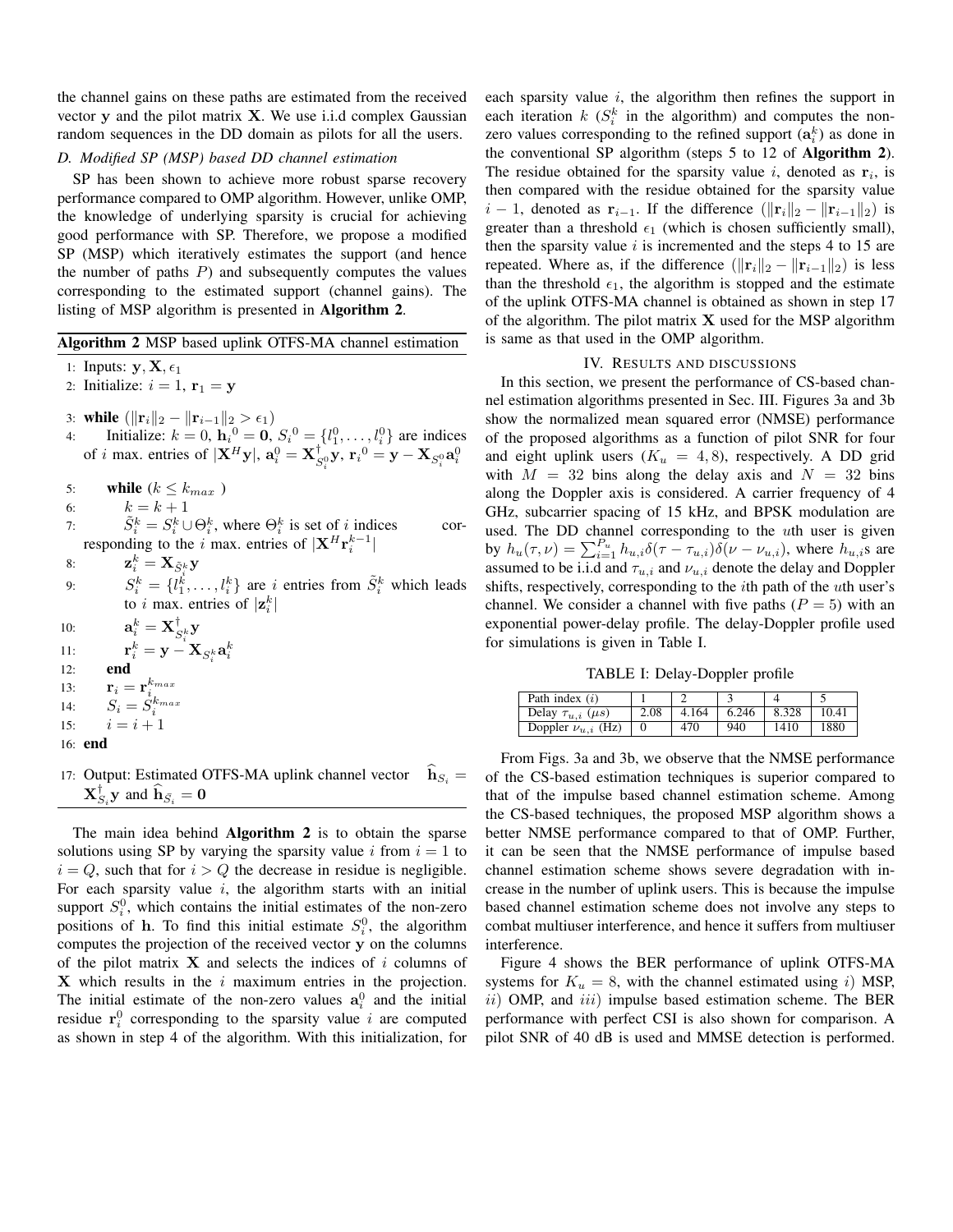the channel gains on these paths are estimated from the received vector $\mathbf{y}$ and the pilot matrix $\mathbf{X}$. We use i.i.d complex Gaussian random sequences in the DD domain as pilots for all the users.

### D. Modified SP (MSP) based DD channel estimation

SP has been shown to achieve more robust sparse recovery performance compared to OMP algorithm. However, unlike OMP, the knowledge of underlying sparsity is crucial for achieving good performance with SP. Therefore, we propose a modified SP (MSP) which iteratively estimates the support (and hence the number of paths $P$) and subsequently computes the values corresponding to the estimated support (channel gains). The listing of MSP algorithm is presented in **Algorithm 2**.

**Algorithm 2** MSP based uplink OTFS-MA channel estimation

1: Inputs: $\mathbf{y}, \mathbf{X}, \epsilon_1$
2: Initialize: $i = 1$, $\mathbf{r}_1 = \mathbf{y}$
3: **while** $(\|\mathbf{r}_i\|_2 - \|\mathbf{r}_{i-1}\|_2 > \epsilon_1)$
4: Initialize: $k = 0$, $\mathbf{h}_i{}^0 = \mathbf{0}$, $S_i{}^0 = \{l_1^0, \ldots, l_i^0\}$ are indices of $i$ max. entries of $|\mathbf{X}^H\mathbf{y}|$, $\mathbf{a}_i^0 = \mathbf{X}^{\dagger}_{S_i^0}\mathbf{y}$, $\mathbf{r}_i{}^0 = \mathbf{y} - \mathbf{X}_{S_i^0}\mathbf{a}_i^0$
5: **while** $(k \leq k_{max})$
6: $k = k + 1$
7: $\tilde{S}_i^k = S_i^k \cup \Theta_i^k$, where $\Theta_i^k$ is set of $i$ indices corresponding to the $i$ max. entries of $|\mathbf{X}^H\mathbf{r}_i^{k-1}|$
8: $\mathbf{z}_i^k = \mathbf{X}_{\tilde{S}_i^k}\mathbf{y}$
9: $S_i^k = \{l_1^k, \ldots, l_i^k\}$ are $i$ entries from $\tilde{S}_i^k$ which leads to $i$ max. entries of $|\mathbf{z}_i^k|$
10: $\mathbf{a}_i^k = \mathbf{X}^{\dagger}_{S_i^k}\mathbf{y}$
11: $\mathbf{r}_i^k = \mathbf{y} - \mathbf{X}_{S_i^k}\mathbf{a}_i^k$
12: **end**
13: $\mathbf{r}_i = \mathbf{r}_i^{k_{max}}$
14: $S_i = S_i^{k_{max}}$
15: $i = i + 1$
16: **end**
17: Output: Estimated OTFS-MA uplink channel vector $\widehat{\mathbf{h}}_{S_i} = \mathbf{X}^{\dagger}_{S_i}\mathbf{y}$ and $\widehat{\mathbf{h}}_{\bar{S}_i} = \mathbf{0}$

The main idea behind **Algorithm 2** is to obtain the sparse solutions using SP by varying the sparsity value $i$ from $i = 1$ to $i = Q$, such that for $i > Q$ the decrease in residue is negligible. For each sparsity value $i$, the algorithm starts with an initial support $S_i^0$, which contains the initial estimates of the non-zero positions of $\mathbf{h}$. To find this initial estimate $S_i^0$, the algorithm computes the projection of the received vector $\mathbf{y}$ on the columns of the pilot matrix $\mathbf{X}$ and selects the indices of $i$ columns of $\mathbf{X}$ which results in the $i$ maximum entries in the projection. The initial estimate of the non-zero values $\mathbf{a}_i^0$ and the initial residue $\mathbf{r}_i^0$ corresponding to the sparsity value $i$ are computed as shown in step 4 of the algorithm. With this initialization, for each sparsity value $i$, the algorithm then refines the support in each iteration $k$ ($S_i^k$ in the algorithm) and computes the non-zero values corresponding to the refined support ($\mathbf{a}_i^k$) as done in the conventional SP algorithm (steps 5 to 12 of **Algorithm 2**). The residue obtained for the sparsity value $i$, denoted as $\mathbf{r}_i$, is then compared with the residue obtained for the sparsity value $i-1$, denoted as $\mathbf{r}_{i-1}$. If the difference ($\|\mathbf{r}_i\|_2 - \|\mathbf{r}_{i-1}\|_2$) is greater than a threshold $\epsilon_1$ (which is chosen sufficiently small), then the sparsity value $i$ is incremented and the steps 4 to 15 are repeated. Where as, if the difference ($\|\mathbf{r}_i\|_2 - \|\mathbf{r}_{i-1}\|_2$) is less than the threshold $\epsilon_1$, the algorithm is stopped and the estimate of the uplink OTFS-MA channel is obtained as shown in step 17 of the algorithm. The pilot matrix $\mathbf{X}$ used for the MSP algorithm is same as that used in the OMP algorithm.

## IV. Results and discussions

In this section, we present the performance of CS-based channel estimation algorithms presented in Sec. III. Figures 3a and 3b show the normalized mean squared error (NMSE) performance of the proposed algorithms as a function of pilot SNR for four and eight uplink users ($K_u = 4, 8$), respectively. A DD grid with $M = 32$ bins along the delay axis and $N = 32$ bins along the Doppler axis is considered. A carrier frequency of 4 GHz, subcarrier spacing of 15 kHz, and BPSK modulation are used. The DD channel corresponding to the $u$th user is given by $h_u(\tau, \nu) = \sum_{i=1}^{P_u} h_{u,i}\delta(\tau - \tau_{u,i})\delta(\nu - \nu_{u,i})$, where $h_{u,i}$s are assumed to be i.i.d and $\tau_{u,i}$ and $\nu_{u,i}$ denote the delay and Doppler shifts, respectively, corresponding to the $i$th path of the $u$th user's channel. We consider a channel with five paths ($P = 5$) with an exponential power-delay profile. The delay-Doppler profile used for simulations is given in Table I.

TABLE I: Delay-Doppler profile

| Path index ($i$) | 1 | 2 | 3 | 4 | 5 |
|---|---|---|---|---|---|
| Delay $\tau_{u,i}$ ($\mu s$) | 2.08 | 4.164 | 6.246 | 8.328 | 10.41 |
| Doppler $\nu_{u,i}$ (Hz) | 0 | 470 | 940 | 1410 | 1880 |

From Figs. 3a and 3b, we observe that the NMSE performance of the CS-based estimation techniques is superior compared to that of the impulse based channel estimation scheme. Among the CS-based techniques, the proposed MSP algorithm shows a better NMSE performance compared to that of OMP. Further, it can be seen that the NMSE performance of impulse based channel estimation scheme shows severe degradation with increase in the number of uplink users. This is because the impulse based channel estimation scheme does not involve any steps to combat multiuser interference, and hence it suffers from multiuser interference.

Figure 4 shows the BER performance of uplink OTFS-MA systems for $K_u = 8$, with the channel estimated using $i$) MSP, $ii$) OMP, and $iii$) impulse based estimation scheme. The BER performance with perfect CSI is also shown for comparison. A pilot SNR of 40 dB is used and MMSE detection is performed.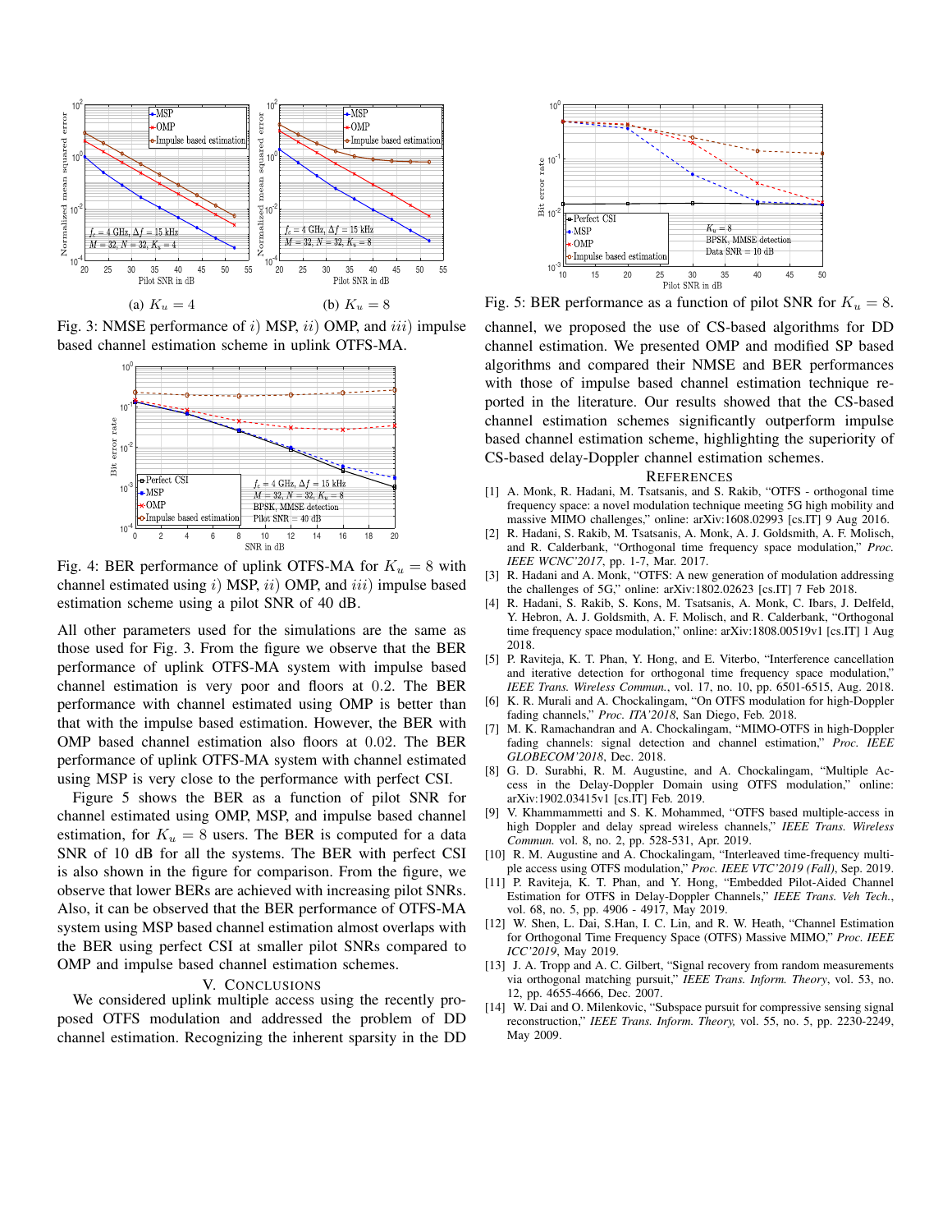Normalized mean squared error

$10^2$

$10^0$

$10^{-2}$

$10^{-4}$

MSP
OMP
Impulse based estimation

$f_c = 4$ GHz, $\Delta f = 15$ kHz
$M = 32$, $N = 32$, $K_u = 4$

20 25 30 35 40 45 50 55

Pilot SNR in dB

(a) $K_u = 4$

Normalized mean squared error

$10^2$

$10^0$

$10^{-2}$

$10^{-4}$

MSP
OMP
Impulse based estimation

$f_c = 4$ GHz, $\Delta f = 15$ kHz
$M = 32$, $N = 32$, $K_u = 8$

20 25 30 35 40 45 50 55

Pilot SNR in dB

(b) $K_u = 8$

Fig. 3: NMSE performance of $i)$ MSP, $ii)$ OMP, and $iii)$ impulse based channel estimation scheme in uplink OTFS-MA.

Bit error rate

$10^0$

$10^{-1}$

$10^{-2}$

$10^{-3}$

$10^{-4}$

Perfect CSI
MSP
OMP
Impulse based estimation

$f_c = 4$ GHz, $\Delta f = 15$ kHz
$M = 32$, $N = 32$, $K_u = 8$
BPSK, MMSE detection
Pilot SNR = 40 dB

0 2 4 6 8 10 12 14 16 18 20

SNR in dB

Fig. 4: BER performance of uplink OTFS-MA for $K_u = 8$ with channel estimated using $i)$ MSP, $ii)$ OMP, and $iii)$ impulse based estimation scheme using a pilot SNR of 40 dB.

All other parameters used for the simulations are the same as those used for Fig. 3. From the figure we observe that the BER performance of uplink OTFS-MA system with impulse based channel estimation is very poor and floors at 0.2. The BER performance with channel estimated using OMP is better than that with the impulse based estimation. However, the BER with OMP based channel estimation also floors at 0.02. The BER performance of uplink OTFS-MA system with channel estimated using MSP is very close to the performance with perfect CSI.

Figure 5 shows the BER as a function of pilot SNR for channel estimated using OMP, MSP, and impulse based channel estimation, for $K_u = 8$ users. The BER is computed for a data SNR of 10 dB for all the systems. The BER with perfect CSI is also shown in the figure for comparison. From the figure, we observe that lower BERs are achieved with increasing pilot SNRs. Also, it can be observed that the BER performance of OTFS-MA system using MSP based channel estimation almost overlaps with the BER using perfect CSI at smaller pilot SNRs compared to OMP and impulse based channel estimation schemes.

## V. Conclusions

We considered uplink multiple access using the recently proposed OTFS modulation and addressed the problem of DD channel estimation. Recognizing the inherent sparsity in the DD

Bit error rate

$10^0$

$10^{-1}$

$10^{-2}$

$10^{-3}$

Perfect CSI
MSP
OMP
Impulse based estimation

$K_u = 8$
BPSK, MMSE detection
Data SNR = 10 dB

10 15 20 25 30 35 40 45 50

Pilot SNR in dB

Fig. 5: BER performance as a function of pilot SNR for $K_u = 8$.

channel, we proposed the use of CS-based algorithms for DD channel estimation. We presented OMP and modified SP based algorithms and compared their NMSE and BER performances with those of impulse based channel estimation technique reported in the literature. Our results showed that the CS-based channel estimation schemes significantly outperform impulse based channel estimation scheme, highlighting the superiority of CS-based delay-Doppler channel estimation schemes.

## References

[1] A. Monk, R. Hadani, M. Tsatsanis, and S. Rakib, "OTFS - orthogonal time frequency space: a novel modulation technique meeting 5G high mobility and massive MIMO challenges," online: arXiv:1608.02993 [cs.IT] 9 Aug 2016.

[2] R. Hadani, S. Rakib, M. Tsatsanis, A. Monk, A. J. Goldsmith, A. F. Molisch, and R. Calderbank, "Orthogonal time frequency space modulation," *Proc. IEEE WCNC'2017*, pp. 1-7, Mar. 2017.

[3] R. Hadani and A. Monk, "OTFS: A new generation of modulation addressing the challenges of 5G," online: arXiv:1802.02623 [cs.IT] 7 Feb 2018.

[4] R. Hadani, S. Rakib, S. Kons, M. Tsatsanis, A. Monk, C. Ibars, J. Delfeld, Y. Hebron, A. J. Goldsmith, A. F. Molisch, and R. Calderbank, "Orthogonal time frequency space modulation," online: arXiv:1808.00519v1 [cs.IT] 1 Aug 2018.

[5] P. Raviteja, K. T. Phan, Y. Hong, and E. Viterbo, "Interference cancellation and iterative detection for orthogonal time frequency space modulation," *IEEE Trans. Wireless Commun.*, vol. 17, no. 10, pp. 6501-6515, Aug. 2018.

[6] K. R. Murali and A. Chockalingam, "On OTFS modulation for high-Doppler fading channels," *Proc. ITA'2018*, San Diego, Feb. 2018.

[7] M. K. Ramachandran and A. Chockalingam, "MIMO-OTFS in high-Doppler fading channels: signal detection and channel estimation," *Proc. IEEE GLOBECOM'2018*, Dec. 2018.

[8] G. D. Surabhi, R. M. Augustine, and A. Chockalingam, "Multiple Access in the Delay-Doppler Domain using OTFS modulation," online: arXiv:1902.03415v1 [cs.IT] Feb. 2019.

[9] V. Khammammetti and S. K. Mohammed, "OTFS based multiple-access in high Doppler and delay spread wireless channels," *IEEE Trans. Wireless Commun.* vol. 8, no. 2, pp. 528-531, Apr. 2019.

[10] R. M. Augustine and A. Chockalingam, "Interleaved time-frequency multiple access using OTFS modulation," *Proc. IEEE VTC'2019 (Fall)*, Sep. 2019.

[11] P. Raviteja, K. T. Phan, and Y. Hong, "Embedded Pilot-Aided Channel Estimation for OTFS in Delay-Doppler Channels," *IEEE Trans. Veh Tech.*, vol. 68, no. 5, pp. 4906 - 4917, May 2019.

[12] W. Shen, L. Dai, S.Han, I. C. Lin, and R. W. Heath, "Channel Estimation for Orthogonal Time Frequency Space (OTFS) Massive MIMO," *Proc. IEEE ICC'2019*, May 2019.

[13] J. A. Tropp and A. C. Gilbert, "Signal recovery from random measurements via orthogonal matching pursuit," *IEEE Trans. Inform. Theory*, vol. 53, no. 12, pp. 4655-4666, Dec. 2007.

[14] W. Dai and O. Milenkovic, "Subspace pursuit for compressive sensing signal reconstruction," *IEEE Trans. Inform. Theory,* vol. 55, no. 5, pp. 2230-2249, May 2009.